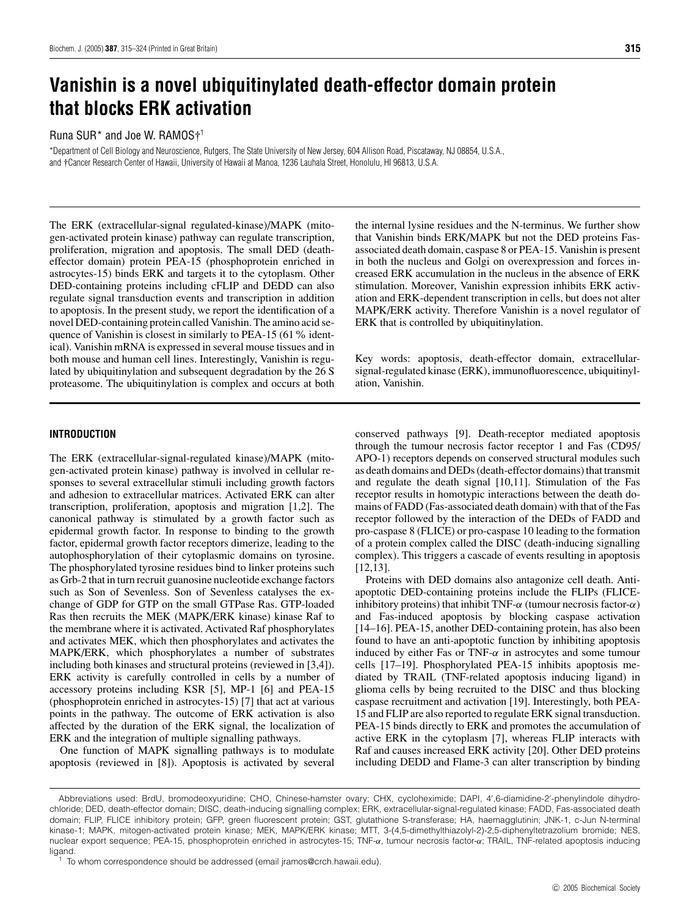# Vanishin is a novel ubiquitinylated death-effector domain protein that blocks ERK activation

Runa SUR* and Joe W. RAMOS†[1]

*Department of Cell Biology and Neuroscience, Rutgers, The State University of New Jersey, 604 Allison Road, Piscataway, NJ 08854, U.S.A., and †Cancer Research Center of Hawaii, University of Hawaii at Manoa, 1236 Lauhala Street, Honolulu, HI 96813, U.S.A.

The ERK (extracellular-signal regulated-kinase)/MAPK (mitogen-activated protein kinase) pathway can regulate transcription, proliferation, migration and apoptosis. The small DED (death-effector domain) protein PEA-15 (phosphoprotein enriched in astrocytes-15) binds ERK and targets it to the cytoplasm. Other DED-containing proteins including cFLIP and DEDD can also regulate signal transduction events and transcription in addition to apoptosis. In the present study, we report the identification of a novel DED-containing protein called Vanishin. The amino acid sequence of Vanishin is closest in similarly to PEA-15 (61 % identical). Vanishin mRNA is expressed in several mouse tissues and in both mouse and human cell lines. Interestingly, Vanishin is regulated by ubiquitinylation and subsequent degradation by the 26 S proteasome. The ubiquitinylation is complex and occurs at both the internal lysine residues and the N-terminus. We further show that Vanishin binds ERK/MAPK but not the DED proteins Fas-associated death domain, caspase 8 or PEA-15. Vanishin is present in both the nucleus and Golgi on overexpression and forces increased ERK accumulation in the nucleus in the absence of ERK stimulation. Moreover, Vanishin expression inhibits ERK activation and ERK-dependent transcription in cells, but does not alter MAPK/ERK activity. Therefore Vanishin is a novel regulator of ERK that is controlled by ubiquitinylation.

Key words: apoptosis, death-effector domain, extracellular-signal-regulated kinase (ERK), immunofluorescence, ubiquitinylation, Vanishin.

## INTRODUCTION

The ERK (extracellular-signal-regulated kinase)/MAPK (mitogen-activated protein kinase) pathway is involved in cellular responses to several extracellular stimuli including growth factors and adhesion to extracellular matrices. Activated ERK can alter transcription, proliferation, apoptosis and migration [1,2]. The canonical pathway is stimulated by a growth factor such as epidermal growth factor. In response to binding to the growth factor, epidermal growth factor receptors dimerize, leading to the autophosphorylation of their cytoplasmic domains on tyrosine. The phosphorylated tyrosine residues bind to linker proteins such as Grb-2 that in turn recruit guanosine nucleotide exchange factors such as Son of Sevenless. Son of Sevenless catalyses the exchange of GDP for GTP on the small GTPase Ras. GTP-loaded Ras then recruits the MEK (MAPK/ERK kinase) kinase Raf to the membrane where it is activated. Activated Raf phosphorylates and activates MEK, which then phosphorylates and activates the MAPK/ERK, which phosphorylates a number of substrates including both kinases and structural proteins (reviewed in [3,4]). ERK activity is carefully controlled in cells by a number of accessory proteins including KSR [5], MP-1 [6] and PEA-15 (phosphoprotein enriched in astrocytes-15) [7] that act at various points in the pathway. The outcome of ERK activation is also affected by the duration of the ERK signal, the localization of ERK and the integration of multiple signalling pathways.

One function of MAPK signalling pathways is to modulate apoptosis (reviewed in [8]). Apoptosis is activated by several conserved pathways [9]. Death-receptor mediated apoptosis through the tumour necrosis factor receptor 1 and Fas (CD95/APO-1) receptors depends on conserved structural modules such as death domains and DEDs (death-effector domains) that transmit and regulate the death signal [10,11]. Stimulation of the Fas receptor results in homotypic interactions between the death domains of FADD (Fas-associated death domain) with that of the Fas receptor followed by the interaction of the DEDs of FADD and pro-caspase 8 (FLICE) or pro-caspase 10 leading to the formation of a protein complex called the DISC (death-inducing signalling complex). This triggers a cascade of events resulting in apoptosis [12,13].

Proteins with DED domains also antagonize cell death. Anti-apoptotic DED-containing proteins include the FLIPs (FLICE-inhibitory proteins) that inhibit TNF-$\alpha$ (tumour necrosis factor-$\alpha$) and Fas-induced apoptosis by blocking caspase activation [14–16]. PEA-15, another DED-containing protein, has also been found to have an anti-apoptotic function by inhibiting apoptosis induced by either Fas or TNF-$\alpha$ in astrocytes and some tumour cells [17–19]. Phosphorylated PEA-15 inhibits apoptosis mediated by TRAIL (TNF-related apoptosis inducing ligand) in glioma cells by being recruited to the DISC and thus blocking caspase recruitment and activation [19]. Interestingly, both PEA-15 and FLIP are also reported to regulate ERK signal transduction. PEA-15 binds directly to ERK and promotes the accumulation of active ERK in the cytoplasm [7], whereas FLIP interacts with Raf and causes increased ERK activity [20]. Other DED proteins including DEDD and Flame-3 can alter transcription by binding

Abbreviations used: BrdU, bromodeoxyuridine; CHO, Chinese-hamster ovary; CHX, cycloheximide; DAPI, 4′,6-diamidine-2′-phenylindole dihydrochloride; DED, death-effector domain; DISC, death-inducing signalling complex; ERK, extracellular-signal-regulated kinase; FADD, Fas-associated death domain; FLIP, FLICE inhibitory protein; GFP, green fluorescent protein; GST, glutathione S-transferase; HA, haemagglutinin; JNK-1, c-Jun N-terminal kinase-1; MAPK, mitogen-activated protein kinase; MEK, MAPK/ERK kinase; MTT, 3-(4,5-dimethylthiazolyl-2)-2,5-diphenyltetrazolium bromide; NES, nuclear export sequence; PEA-15, phosphoprotein enriched in astrocytes-15; TNF-$\alpha$, tumour necrosis factor-$\alpha$; TRAIL, TNF-related apoptosis inducing ligand.

[1] To whom correspondence should be addressed (email jramos@crch.hawaii.edu).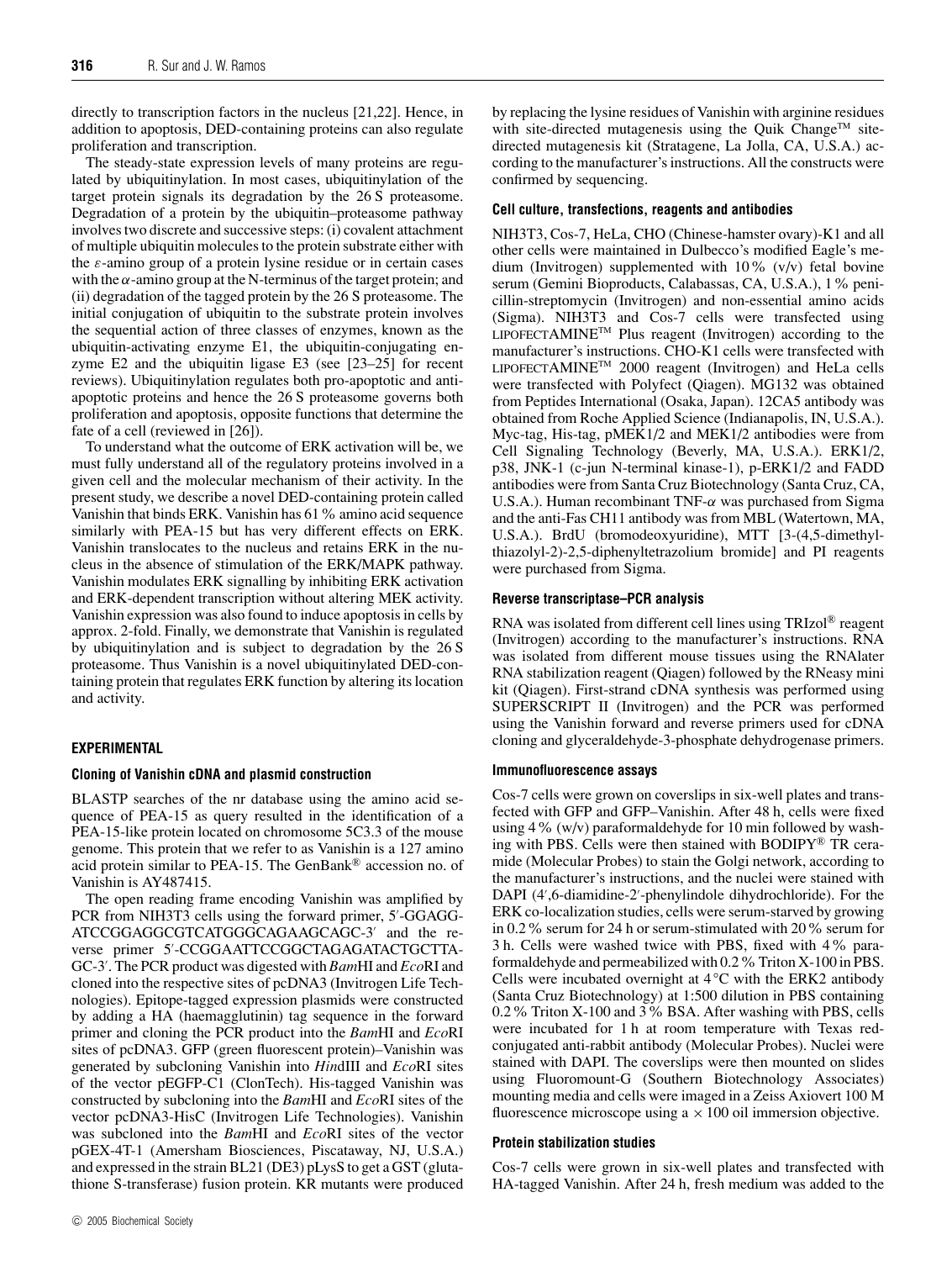directly to transcription factors in the nucleus [21,22]. Hence, in addition to apoptosis, DED-containing proteins can also regulate proliferation and transcription.

The steady-state expression levels of many proteins are regulated by ubiquitinylation. In most cases, ubiquitinylation of the target protein signals its degradation by the 26 S proteasome. Degradation of a protein by the ubiquitin–proteasome pathway involves two discrete and successive steps: (i) covalent attachment of multiple ubiquitin molecules to the protein substrate either with the $\varepsilon$-amino group of a protein lysine residue or in certain cases with the $\alpha$-amino group at the N-terminus of the target protein; and (ii) degradation of the tagged protein by the 26 S proteasome. The initial conjugation of ubiquitin to the substrate protein involves the sequential action of three classes of enzymes, known as the ubiquitin-activating enzyme E1, the ubiquitin-conjugating enzyme E2 and the ubiquitin ligase E3 (see [23–25] for recent reviews). Ubiquitinylation regulates both pro-apoptotic and anti-apoptotic proteins and hence the 26 S proteasome governs both proliferation and apoptosis, opposite functions that determine the fate of a cell (reviewed in [26]).

To understand what the outcome of ERK activation will be, we must fully understand all of the regulatory proteins involved in a given cell and the molecular mechanism of their activity. In the present study, we describe a novel DED-containing protein called Vanishin that binds ERK. Vanishin has 61 % amino acid sequence similarly with PEA-15 but has very different effects on ERK. Vanishin translocates to the nucleus and retains ERK in the nucleus in the absence of stimulation of the ERK/MAPK pathway. Vanishin modulates ERK signalling by inhibiting ERK activation and ERK-dependent transcription without altering MEK activity. Vanishin expression was also found to induce apoptosis in cells by approx. 2-fold. Finally, we demonstrate that Vanishin is regulated by ubiquitinylation and is subject to degradation by the 26 S proteasome. Thus Vanishin is a novel ubiquitinylated DED-containing protein that regulates ERK function by altering its location and activity.

## EXPERIMENTAL

### Cloning of Vanishin cDNA and plasmid construction

BLASTP searches of the nr database using the amino acid sequence of PEA-15 as query resulted in the identification of a PEA-15-like protein located on chromosome 5C3.3 of the mouse genome. This protein that we refer to as Vanishin is a 127 amino acid protein similar to PEA-15. The GenBank® accession no. of Vanishin is AY487415.

The open reading frame encoding Vanishin was amplified by PCR from NIH3T3 cells using the forward primer, 5′-GGAGG-ATCCGGAGGCGTCATGGGCAGAAGCAGC-3′ and the reverse primer 5′-CCGGAATTCCGGCTAGAGATACTGCTTA-GC-3′. The PCR product was digested with *Bam*HI and *Eco*RI and cloned into the respective sites of pcDNA3 (Invitrogen Life Technologies). Epitope-tagged expression plasmids were constructed by adding a HA (haemagglutinin) tag sequence in the forward primer and cloning the PCR product into the *Bam*HI and *Eco*RI sites of pcDNA3. GFP (green fluorescent protein)–Vanishin was generated by subcloning Vanishin into *Hin*dIII and *Eco*RI sites of the vector pEGFP-C1 (ClonTech). His-tagged Vanishin was constructed by subcloning into the *Bam*HI and *Eco*RI sites of the vector pcDNA3-HisC (Invitrogen Life Technologies). Vanishin was subcloned into the *Bam*HI and *Eco*RI sites of the vector pGEX-4T-1 (Amersham Biosciences, Piscataway, NJ, U.S.A.) and expressed in the strain BL21 (DE3) pLysS to get a GST (glutathione S-transferase) fusion protein. KR mutants were produced by replacing the lysine residues of Vanishin with arginine residues with site-directed mutagenesis using the Quik Change™ site-directed mutagenesis kit (Stratagene, La Jolla, CA, U.S.A.) according to the manufacturer's instructions. All the constructs were confirmed by sequencing.

### Cell culture, transfections, reagents and antibodies

NIH3T3, Cos-7, HeLa, CHO (Chinese-hamster ovary)-K1 and all other cells were maintained in Dulbecco's modified Eagle's medium (Invitrogen) supplemented with 10 % (v/v) fetal bovine serum (Gemini Bioproducts, Calabassas, CA, U.S.A.), 1 % penicillin-streptomycin (Invitrogen) and non-essential amino acids (Sigma). NIH3T3 and Cos-7 cells were transfected using LIPOFECTAMINE™ Plus reagent (Invitrogen) according to the manufacturer's instructions. CHO-K1 cells were transfected with LIPOFECTAMINE™ 2000 reagent (Invitrogen) and HeLa cells were transfected with Polyfect (Qiagen). MG132 was obtained from Peptides International (Osaka, Japan). 12CA5 antibody was obtained from Roche Applied Science (Indianapolis, IN, U.S.A.). Myc-tag, His-tag, pMEK1/2 and MEK1/2 antibodies were from Cell Signaling Technology (Beverly, MA, U.S.A.). ERK1/2, p38, JNK-1 (c-jun N-terminal kinase-1), p-ERK1/2 and FADD antibodies were from Santa Cruz Biotechnology (Santa Cruz, CA, U.S.A.). Human recombinant TNF-$\alpha$ was purchased from Sigma and the anti-Fas CH11 antibody was from MBL (Watertown, MA, U.S.A.). BrdU (bromodeoxyuridine), MTT [3-(4,5-dimethylthiazolyl-2)-2,5-diphenyltetrazolium bromide] and PI reagents were purchased from Sigma.

### Reverse transcriptase–PCR analysis

RNA was isolated from different cell lines using TRIzol® reagent (Invitrogen) according to the manufacturer's instructions. RNA was isolated from different mouse tissues using the RNAlater RNA stabilization reagent (Qiagen) followed by the RNeasy mini kit (Qiagen). First-strand cDNA synthesis was performed using SUPERSCRIPT II (Invitrogen) and the PCR was performed using the Vanishin forward and reverse primers used for cDNA cloning and glyceraldehyde-3-phosphate dehydrogenase primers.

### Immunofluorescence assays

Cos-7 cells were grown on coverslips in six-well plates and transfected with GFP and GFP–Vanishin. After 48 h, cells were fixed using 4 % (w/v) paraformaldehyde for 10 min followed by washing with PBS. Cells were then stained with BODIPY® TR ceramide (Molecular Probes) to stain the Golgi network, according to the manufacturer's instructions, and the nuclei were stained with DAPI (4′,6-diamidine-2′-phenylindole dihydrochloride). For the ERK co-localization studies, cells were serum-starved by growing in 0.2 % serum for 24 h or serum-stimulated with 20 % serum for 3 h. Cells were washed twice with PBS, fixed with 4 % paraformaldehyde and permeabilized with 0.2 % Triton X-100 in PBS. Cells were incubated overnight at 4 °C with the ERK2 antibody (Santa Cruz Biotechnology) at 1:500 dilution in PBS containing 0.2 % Triton X-100 and 3 % BSA. After washing with PBS, cells were incubated for 1 h at room temperature with Texas red-conjugated anti-rabbit antibody (Molecular Probes). Nuclei were stained with DAPI. The coverslips were then mounted on slides using Fluoromount-G (Southern Biotechnology Associates) mounting media and cells were imaged in a Zeiss Axiovert 100 M fluorescence microscope using a × 100 oil immersion objective.

### Protein stabilization studies

Cos-7 cells were grown in six-well plates and transfected with HA-tagged Vanishin. After 24 h, fresh medium was added to the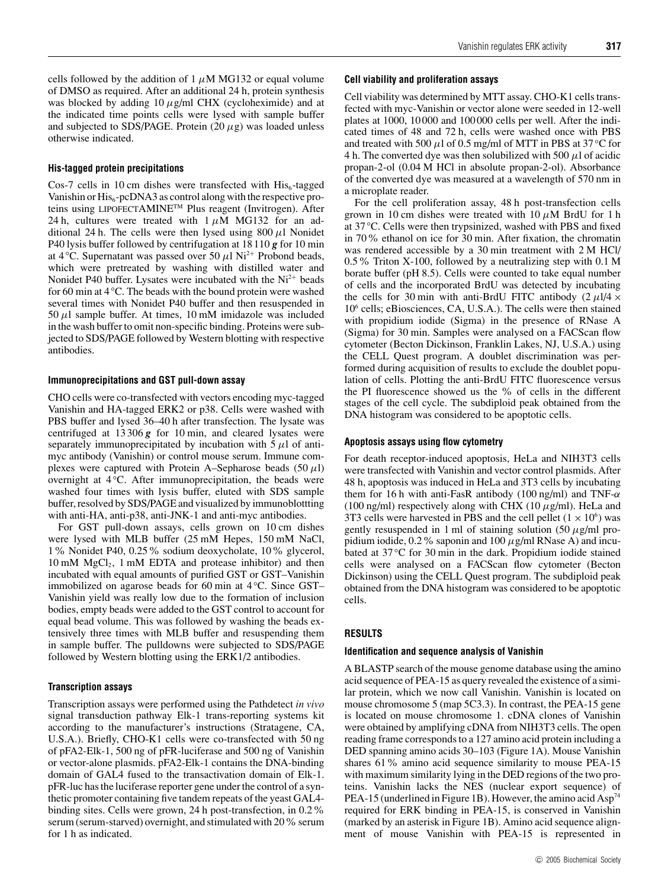cells followed by the addition of 1 μM MG132 or equal volume of DMSO as required. After an additional 24 h, protein synthesis was blocked by adding 10 μg/ml CHX (cycloheximide) and at the indicated time points cells were lysed with sample buffer and subjected to SDS/PAGE. Protein (20 μg) was loaded unless otherwise indicated.

#### His-tagged protein precipitations

Cos-7 cells in 10 cm dishes were transfected with $His_6$-tagged Vanishin or $His_6$-pcDNA3 as control along with the respective proteins using LIPOFECTAMINE™ Plus reagent (Invitrogen). After 24 h, cultures were treated with 1 μM MG132 for an additional 24 h. The cells were then lysed using 800 μl Nonidet P40 lysis buffer followed by centrifugation at 18 110 ***g*** for 10 min at 4 °C. Supernatant was passed over 50 μl $Ni^{2+}$ Probond beads, which were pretreated by washing with distilled water and Nonidet P40 buffer. Lysates were incubated with the $Ni^{2+}$ beads for 60 min at 4 °C. The beads with the bound protein were washed several times with Nonidet P40 buffer and then resuspended in 50 μl sample buffer. At times, 10 mM imidazole was included in the wash buffer to omit non-specific binding. Proteins were subjected to SDS/PAGE followed by Western blotting with respective antibodies.

#### Immunoprecipitations and GST pull-down assay

CHO cells were co-transfected with vectors encoding myc-tagged Vanishin and HA-tagged ERK2 or p38. Cells were washed with PBS buffer and lysed 36–40 h after transfection. The lysate was centrifuged at 13 306 ***g*** for 10 min, and cleared lysates were separately immunoprecipitated by incubation with 5 μl of anti-myc antibody (Vanishin) or control mouse serum. Immune complexes were captured with Protein A–Sepharose beads (50 μl) overnight at 4 °C. After immunoprecipitation, the beads were washed four times with lysis buffer, eluted with SDS sample buffer, resolved by SDS/PAGE and visualized by immunoblottting with anti-HA, anti-p38, anti-JNK-1 and anti-myc antibodies.

For GST pull-down assays, cells grown on 10 cm dishes were lysed with MLB buffer (25 mM Hepes, 150 mM NaCl, 1 % Nonidet P40, 0.25 % sodium deoxycholate, 10 % glycerol, 10 mM $MgCl_2$, 1 mM EDTA and protease inhibitor) and then incubated with equal amounts of purified GST or GST–Vanishin immobilized on agarose beads for 60 min at 4 °C. Since GST–Vanishin yield was really low due to the formation of inclusion bodies, empty beads were added to the GST control to account for equal bead volume. This was followed by washing the beads extensively three times with MLB buffer and resuspending them in sample buffer. The pulldowns were subjected to SDS/PAGE followed by Western blotting using the ERK1/2 antibodies.

#### Transcription assays

Transcription assays were performed using the Pathdetect *in vivo* signal transduction pathway Elk-1 trans-reporting systems kit according to the manufacturer's instructions (Stratagene, CA, U.S.A.). Briefly, CHO-K1 cells were co-transfected with 50 ng of pFA2-Elk-1, 500 ng of pFR-luciferase and 500 ng of Vanishin or vector-alone plasmids. pFA2-Elk-1 contains the DNA-binding domain of GAL4 fused to the transactivation domain of Elk-1. pFR-luc has the luciferase reporter gene under the control of a synthetic promoter containing five tandem repeats of the yeast GAL4-binding sites. Cells were grown, 24 h post-transfection, in 0.2 % serum (serum-starved) overnight, and stimulated with 20 % serum for 1 h as indicated.

#### Cell viability and proliferation assays

Cell viability was determined by MTT assay. CHO-K1 cells transfected with myc-Vanishin or vector alone were seeded in 12-well plates at 1000, 10 000 and 100 000 cells per well. After the indicated times of 48 and 72 h, cells were washed once with PBS and treated with 500 μl of 0.5 mg/ml of MTT in PBS at 37 °C for 4 h. The converted dye was then solubilized with 500 μl of acidic propan-2-ol (0.04 M HCl in absolute propan-2-ol). Absorbance of the converted dye was measured at a wavelength of 570 nm in a microplate reader.

For the cell proliferation assay, 48 h post-transfection cells grown in 10 cm dishes were treated with 10 μM BrdU for 1 h at 37 °C. Cells were then trypsinized, washed with PBS and fixed in 70 % ethanol on ice for 30 min. After fixation, the chromatin was rendered accessible by a 30 min treatment with 2 M HCl/0.5 % Triton X-100, followed by a neutralizing step with 0.1 M borate buffer (pH 8.5). Cells were counted to take equal number of cells and the incorporated BrdU was detected by incubating the cells for 30 min with anti-BrdU FITC antibody (2 μl/4 × $10^6$ cells; eBiosciences, CA, U.S.A.). The cells were then stained with propidium iodide (Sigma) in the presence of RNase A (Sigma) for 30 min. Samples were analysed on a FACScan flow cytometer (Becton Dickinson, Franklin Lakes, NJ, U.S.A.) using the CELL Quest program. A doublet discrimination was performed during acquisition of results to exclude the doublet population of cells. Plotting the anti-BrdU FITC fluorescence versus the PI fluorescence showed us the % of cells in the different stages of the cell cycle. The subdiploid peak obtained from the DNA histogram was considered to be apoptotic cells.

#### Apoptosis assays using flow cytometry

For death receptor-induced apoptosis, HeLa and NIH3T3 cells were transfected with Vanishin and vector control plasmids. After 48 h, apoptosis was induced in HeLa and 3T3 cells by incubating them for 16 h with anti-FasR antibody (100 ng/ml) and TNF-α (100 ng/ml) respectively along with CHX (10 μg/ml). HeLa and 3T3 cells were harvested in PBS and the cell pellet (1 × $10^6$) was gently resuspended in 1 ml of staining solution (50 μg/ml propidium iodide, 0.2 % saponin and 100 μg/ml RNase A) and incubated at 37 °C for 30 min in the dark. Propidium iodide stained cells were analysed on a FACScan flow cytometer (Becton Dickinson) using the CELL Quest program. The subdiploid peak obtained from the DNA histogram was considered to be apoptotic cells.

## RESULTS

#### Identification and sequence analysis of Vanishin

A BLASTP search of the mouse genome database using the amino acid sequence of PEA-15 as query revealed the existence of a similar protein, which we now call Vanishin. Vanishin is located on mouse chromosome 5 (map 5C3.3). In contrast, the PEA-15 gene is located on mouse chromosome 1. cDNA clones of Vanishin were obtained by amplifying cDNA from NIH3T3 cells. The open reading frame corresponds to a 127 amino acid protein including a DED spanning amino acids 30–103 (Figure 1A). Mouse Vanishin shares 61 % amino acid sequence similarity to mouse PEA-15 with maximum similarity lying in the DED regions of the two proteins. Vanishin lacks the NES (nuclear export sequence) of PEA-15 (underlined in Figure 1B). However, the amino acid $Asp^{74}$ required for ERK binding in PEA-15, is conserved in Vanishin (marked by an asterisk in Figure 1B). Amino acid sequence alignment of mouse Vanishin with PEA-15 is represented in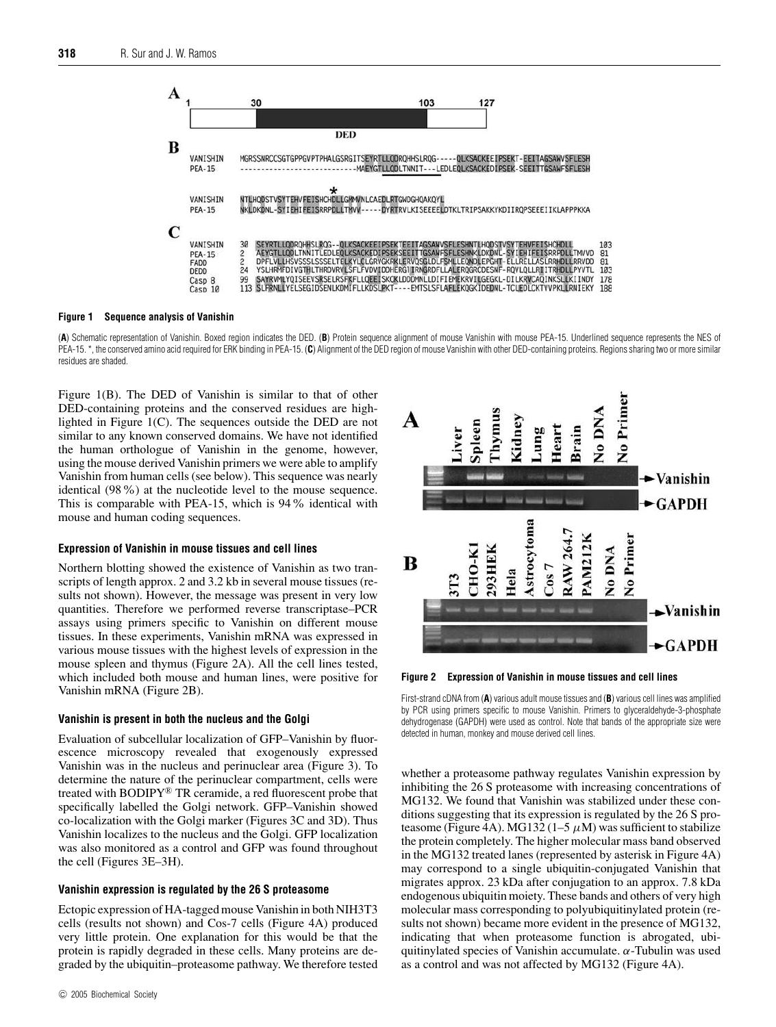**Figure 1 Sequence analysis of Vanishin**

(**A**) Schematic representation of Vanishin. Boxed region indicates the DED. (**B**) Protein sequence alignment of mouse Vanishin with mouse PEA-15. Underlined sequence represents the NES of PEA-15. *, the conserved amino acid required for ERK binding in PEA-15. (**C**) Alignment of the DED region of mouse Vanishin with other DED-containing proteins. Regions sharing two or more similar residues are shaded.

Figure 1(B). The DED of Vanishin is similar to that of other DED-containing proteins and the conserved residues are highlighted in Figure 1(C). The sequences outside the DED are not similar to any known conserved domains. We have not identified the human orthologue of Vanishin in the genome, however, using the mouse derived Vanishin primers we were able to amplify Vanishin from human cells (see below). This sequence was nearly identical (98 %) at the nucleotide level to the mouse sequence. This is comparable with PEA-15, which is 94 % identical with mouse and human coding sequences.

### Expression of Vanishin in mouse tissues and cell lines

Northern blotting showed the existence of Vanishin as two transcripts of length approx. 2 and 3.2 kb in several mouse tissues (results not shown). However, the message was present in very low quantities. Therefore we performed reverse transcriptase–PCR assays using primers specific to Vanishin on different mouse tissues. In these experiments, Vanishin mRNA was expressed in various mouse tissues with the highest levels of expression in the mouse spleen and thymus (Figure 2A). All the cell lines tested, which included both mouse and human lines, were positive for Vanishin mRNA (Figure 2B).

### Vanishin is present in both the nucleus and the Golgi

Evaluation of subcellular localization of GFP–Vanishin by fluorescence microscopy revealed that exogenously expressed Vanishin was in the nucleus and perinuclear area (Figure 3). To determine the nature of the perinuclear compartment, cells were treated with BODIPY® TR ceramide, a red fluorescent probe that specifically labelled the Golgi network. GFP–Vanishin showed co-localization with the Golgi marker (Figures 3C and 3D). Thus Vanishin localizes to the nucleus and the Golgi. GFP localization was also monitored as a control and GFP was found throughout the cell (Figures 3E–3H).

### Vanishin expression is regulated by the 26 S proteasome

Ectopic expression of HA-tagged mouse Vanishin in both NIH3T3 cells (results not shown) and Cos-7 cells (Figure 4A) produced very little protein. One explanation for this would be that the protein is rapidly degraded in these cells. Many proteins are degraded by the ubiquitin–proteasome pathway. We therefore tested whether a proteasome pathway regulates Vanishin expression by inhibiting the 26 S proteasome with increasing concentrations of MG132. We found that Vanishin was stabilized under these conditions suggesting that its expression is regulated by the 26 S proteasome (Figure 4A). MG132 (1–5 $\mu$M) was sufficient to stabilize the protein completely. The higher molecular mass band observed in the MG132 treated lanes (represented by asterisk in Figure 4A) may correspond to a single ubiquitin-conjugated Vanishin that migrates approx. 23 kDa after conjugation to an approx. 7.8 kDa endogenous ubiquitin moiety. These bands and others of very high molecular mass corresponding to polyubiquitinylated protein (results not shown) became more evident in the presence of MG132, indicating that when proteasome function is abrogated, ubiquitinylated species of Vanishin accumulate. $\alpha$-Tubulin was used as a control and was not affected by MG132 (Figure 4A).

**Figure 2 Expression of Vanishin in mouse tissues and cell lines**

First-strand cDNA from (**A**) various adult mouse tissues and (**B**) various cell lines was amplified by PCR using primers specific to mouse Vanishin. Primers to glyceraldehyde-3-phosphate dehydrogenase (GAPDH) were used as control. Note that bands of the appropriate size were detected in human, monkey and mouse derived cell lines.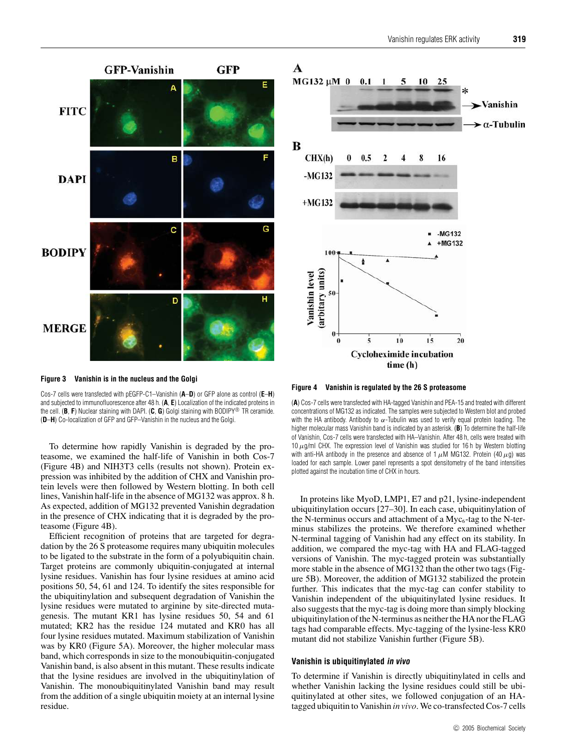**Figure 3 Vanishin is in the nucleus and the Golgi**

Cos-7 cells were transfected with pEGFP-C1–Vanishin (**A**–**D**) or GFP alone as control (**E**–**H**) and subjected to immunofluorescence after 48 h. (**A**, **E**) Localization of the indicated proteins in the cell. (**B**, **F**) Nuclear staining with DAPI. (**C**, **G**) Golgi staining with BODIPY® TR ceramide. (**D**–**H**) Co-localization of GFP and GFP–Vanishin in the nucleus and the Golgi.

**Figure 4 Vanishin is regulated by the 26 S proteasome**

(**A**) Cos-7 cells were transfected with HA-tagged Vanishin and PEA-15 and treated with different concentrations of MG132 as indicated. The samples were subjected to Western blot and probed with the HA antibody. Antibody to α-Tubulin was used to verify equal protein loading. The higher molecular mass Vanishin band is indicated by an asterisk. (**B**) To determine the half-life of Vanishin, Cos-7 cells were transfected with HA–Vanishin. After 48 h, cells were treated with 10 μg/ml CHX. The expression level of Vanishin was studied for 16 h by Western blotting with anti-HA antibody in the presence and absence of 1 μM MG132. Protein (40 μg) was loaded for each sample. Lower panel represents a spot densitometry of the band intensities plotted against the incubation time of CHX in hours.

To determine how rapidly Vanishin is degraded by the proteasome, we examined the half-life of Vanishin in both Cos-7 (Figure 4B) and NIH3T3 cells (results not shown). Protein expression was inhibited by the addition of CHX and Vanishin protein levels were then followed by Western blotting. In both cell lines, Vanishin half-life in the absence of MG132 was approx. 8 h. As expected, addition of MG132 prevented Vanishin degradation in the presence of CHX indicating that it is degraded by the proteasome (Figure 4B).

Efficient recognition of proteins that are targeted for degradation by the 26 S proteasome requires many ubiquitin molecules to be ligated to the substrate in the form of a polyubiquitin chain. Target proteins are commonly ubiquitin-conjugated at internal lysine residues. Vanishin has four lysine residues at amino acid positions 50, 54, 61 and 124. To identify the sites responsible for the ubiquitinylation and subsequent degradation of Vanishin the lysine residues were mutated to arginine by site-directed mutagenesis. The mutant KR1 has lysine residues 50, 54 and 61 mutated; KR2 has the residue 124 mutated and KR0 has all four lysine residues mutated. Maximum stabilization of Vanishin was by KR0 (Figure 5A). Moreover, the higher molecular mass band, which corresponds in size to the monoubiquitin-conjugated Vanishin band, is also absent in this mutant. These results indicate that the lysine residues are involved in the ubiquitinylation of Vanishin. The monoubiquitinylated Vanishin band may result from the addition of a single ubiquitin moiety at an internal lysine residue.

In proteins like MyoD, LMP1, E7 and p21, lysine-independent ubiquitinylation occurs [27–30]. In each case, ubiquitinylation of the N-terminus occurs and attachment of a $Myc_6$-tag to the N-terminus stabilizes the proteins. We therefore examined whether N-terminal tagging of Vanishin had any effect on its stability. In addition, we compared the myc-tag with HA and FLAG-tagged versions of Vanishin. The myc-tagged protein was substantially more stable in the absence of MG132 than the other two tags (Figure 5B). Moreover, the addition of MG132 stabilized the protein further. This indicates that the myc-tag can confer stability to Vanishin independent of the ubiquitinylated lysine residues. It also suggests that the myc-tag is doing more than simply blocking ubiquitinylation of the N-terminus as neither the HA nor the FLAG tags had comparable effects. Myc-tagging of the lysine-less KR0 mutant did not stabilize Vanishin further (Figure 5B).

### Vanishin is ubiquitinylated *in vivo*

To determine if Vanishin is directly ubiquitinylated in cells and whether Vanishin lacking the lysine residues could still be ubiquitinylated at other sites, we followed conjugation of an HA-tagged ubiquitin to Vanishin *in vivo*. We co-transfected Cos-7 cells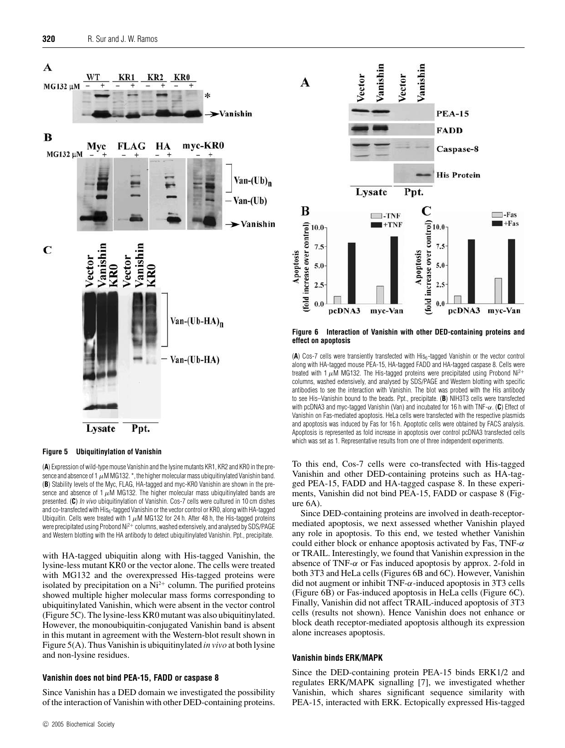**Figure 5 Ubiquitinylation of Vanishin**

(**A**) Expression of wild-type mouse Vanishin and the lysine mutants KR1, KR2 and KR0 in the presence and absence of 1 $\mu$M MG132. *, the higher molecular mass ubiquitinylated Vanishin band. (**B**) Stability levels of the Myc, FLAG, HA-tagged and myc-KR0 Vanishin are shown in the presence and absence of 1 $\mu$M MG132. The higher molecular mass ubiquitinylated bands are presented. (**C**) *In vivo* ubiquitinylation of Vanishin. Cos-7 cells were cultured in 10 cm dishes and co-transfected with $His_6$-tagged Vanishin or the vector control or KR0, along with HA-tagged Ubiquitin. Cells were treated with 1 $\mu$M MG132 for 24 h. After 48 h, the His-tagged proteins were precipitated using Probond $Ni^{2+}$ columns, washed extensively, and analysed by SDS/PAGE and Western blotting with the HA antibody to detect ubiquitinylated Vanishin. Ppt., precipitate.

with HA-tagged ubiquitin along with His-tagged Vanishin, the lysine-less mutant KR0 or the vector alone. The cells were treated with MG132 and the overexpressed His-tagged proteins were isolated by precipitation on a $Ni^{2+}$ column. The purified proteins showed multiple higher molecular mass forms corresponding to ubiquitinylated Vanishin, which were absent in the vector control (Figure 5C). The lysine-less KR0 mutant was also ubiquitinylated. However, the monoubiquitin-conjugated Vanishin band is absent in this mutant in agreement with the Western-blot result shown in Figure 5(A). Thus Vanishin is ubiquitinylated *in vivo* at both lysine and non-lysine residues.

### Vanishin does not bind PEA-15, FADD or caspase 8

Since Vanishin has a DED domain we investigated the possibility of the interaction of Vanishin with other DED-containing proteins. To this end, Cos-7 cells were co-transfected with His-tagged Vanishin and other DED-containing proteins such as HA-tagged PEA-15, FADD and HA-tagged caspase 8. In these experiments, Vanishin did not bind PEA-15, FADD or caspase 8 (Figure 6A).

Since DED-containing proteins are involved in death-receptor-mediated apoptosis, we next assessed whether Vanishin played any role in apoptosis. To this end, we tested whether Vanishin could either block or enhance apoptosis activated by Fas, TNF-$\alpha$ or TRAIL. Interestingly, we found that Vanishin expression in the absence of TNF-$\alpha$ or Fas induced apoptosis by approx. 2-fold in both 3T3 and HeLa cells (Figures 6B and 6C). However, Vanishin did not augment or inhibit TNF-$\alpha$-induced apoptosis in 3T3 cells (Figure 6B) or Fas-induced apoptosis in HeLa cells (Figure 6C). Finally, Vanishin did not affect TRAIL-induced apoptosis of 3T3 cells (results not shown). Hence Vanishin does not enhance or block death receptor-mediated apoptosis although its expression alone increases apoptosis.

**Figure 6 Interaction of Vanishin with other DED-containing proteins and effect on apoptosis**

(**A**) Cos-7 cells were transiently transfected with $His_6$-tagged Vanishin or the vector control along with HA-tagged mouse PEA-15, HA-tagged FADD and HA-tagged caspase 8. Cells were treated with 1 $\mu$M MG132. The His-tagged proteins were precipitated using Probond $Ni^{2+}$ columns, washed extensively, and analysed by SDS/PAGE and Western blotting with specific antibodies to see the interaction with Vanishin. The blot was probed with the His antibody to see His–Vanishin bound to the beads. Ppt., precipitate. (**B**) NIH3T3 cells were transfected with pcDNA3 and myc-tagged Vanishin (Van) and incubated for 16 h with TNF-$\alpha$. (**C**) Effect of Vanishin on Fas-mediated apoptosis. HeLa cells were transfected with the respective plasmids and apoptosis was induced by Fas for 16 h. Apoptotic cells were obtained by FACS analysis. Apoptosis is represented as fold increase in apoptosis over control pcDNA3 transfected cells which was set as 1. Representative results from one of three independent experiments.

### Vanishin binds ERK/MAPK

Since the DED-containing protein PEA-15 binds ERK1/2 and regulates ERK/MAPK signalling [7], we investigated whether Vanishin, which shares significant sequence similarity with PEA-15, interacted with ERK. Ectopically expressed His-tagged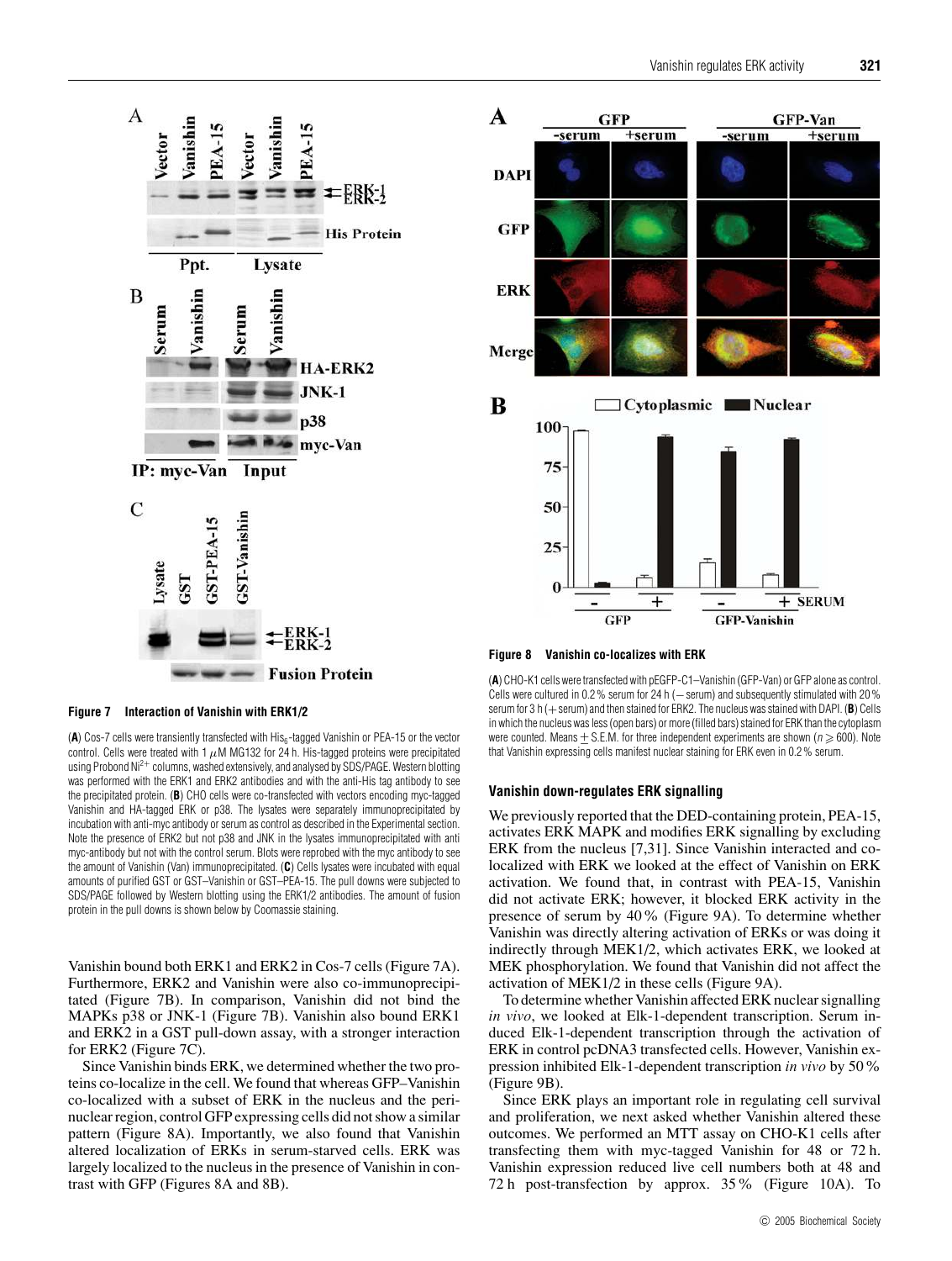**Figure 7 Interaction of Vanishin with ERK1/2**

(**A**) Cos-7 cells were transiently transfected with $His_6$-tagged Vanishin or PEA-15 or the vector control. Cells were treated with 1 $\mu$M MG132 for 24 h. His-tagged proteins were precipitated using Probond $Ni^{2+}$ columns, washed extensively, and analysed by SDS/PAGE. Western blotting was performed with the ERK1 and ERK2 antibodies and with the anti-His tag antibody to see the precipitated protein. (**B**) CHO cells were co-transfected with vectors encoding myc-tagged Vanishin and HA-tagged ERK or p38. The lysates were separately immunoprecipitated by incubation with anti-myc antibody or serum as control as described in the Experimental section. Note the presence of ERK2 but not p38 and JNK in the lysates immunoprecipitated with anti myc-antibody but not with the control serum. Blots were reprobed with the myc antibody to see the amount of Vanishin (Van) immunoprecipitated. (**C**) Cells lysates were incubated with equal amounts of purified GST or GST–Vanishin or GST–PEA-15. The pull downs were subjected to SDS/PAGE followed by Western blotting using the ERK1/2 antibodies. The amount of fusion protein in the pull downs is shown below by Coomassie staining.

**Figure 8 Vanishin co-localizes with ERK**

(**A**) CHO-K1 cells were transfected with pEGFP-C1–Vanishin (GFP-Van) or GFP alone as control. Cells were cultured in 0.2 % serum for 24 h (− serum) and subsequently stimulated with 20 % serum for 3 h (+ serum) and then stained for ERK2. The nucleus was stained with DAPI. (**B**) Cells in which the nucleus was less (open bars) or more (filled bars) stained for ERK than the cytoplasm were counted. Means ± S.E.M. for three independent experiments are shown ($n \geq 600$). Note that Vanishin expressing cells manifest nuclear staining for ERK even in 0.2 % serum.

Vanishin bound both ERK1 and ERK2 in Cos-7 cells (Figure 7A). Furthermore, ERK2 and Vanishin were also co-immunoprecipitated (Figure 7B). In comparison, Vanishin did not bind the MAPKs p38 or JNK-1 (Figure 7B). Vanishin also bound ERK1 and ERK2 in a GST pull-down assay, with a stronger interaction for ERK2 (Figure 7C).

Since Vanishin binds ERK, we determined whether the two proteins co-localize in the cell. We found that whereas GFP–Vanishin co-localized with a subset of ERK in the nucleus and the perinuclear region, control GFP expressing cells did not show a similar pattern (Figure 8A). Importantly, we also found that Vanishin altered localization of ERKs in serum-starved cells. ERK was largely localized to the nucleus in the presence of Vanishin in contrast with GFP (Figures 8A and 8B).

### Vanishin down-regulates ERK signalling

We previously reported that the DED-containing protein, PEA-15, activates ERK MAPK and modifies ERK signalling by excluding ERK from the nucleus [7,31]. Since Vanishin interacted and co-localized with ERK we looked at the effect of Vanishin on ERK activation. We found that, in contrast with PEA-15, Vanishin did not activate ERK; however, it blocked ERK activity in the presence of serum by 40 % (Figure 9A). To determine whether Vanishin was directly altering activation of ERKs or was doing it indirectly through MEK1/2, which activates ERK, we looked at MEK phosphorylation. We found that Vanishin did not affect the activation of MEK1/2 in these cells (Figure 9A).

To determine whether Vanishin affected ERK nuclear signalling *in vivo*, we looked at Elk-1-dependent transcription. Serum induced Elk-1-dependent transcription through the activation of ERK in control pcDNA3 transfected cells. However, Vanishin expression inhibited Elk-1-dependent transcription *in vivo* by 50 % (Figure 9B).

Since ERK plays an important role in regulating cell survival and proliferation, we next asked whether Vanishin altered these outcomes. We performed an MTT assay on CHO-K1 cells after transfecting them with myc-tagged Vanishin for 48 or 72 h. Vanishin expression reduced live cell numbers both at 48 and 72 h post-transfection by approx. 35 % (Figure 10A). To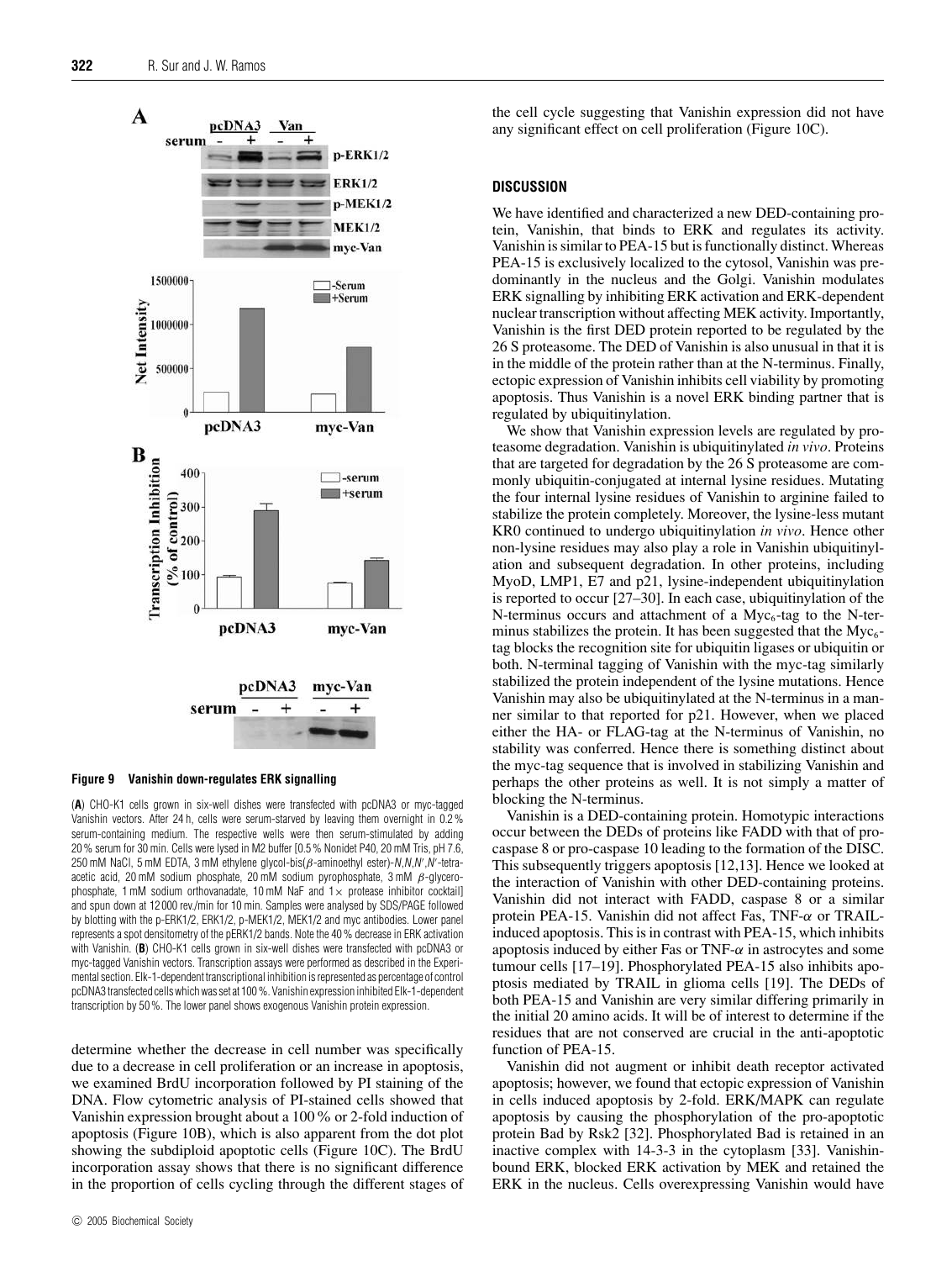**Figure 9 Vanishin down-regulates ERK signalling**

(**A**) CHO-K1 cells grown in six-well dishes were transfected with pcDNA3 or myc-tagged Vanishin vectors. After 24 h, cells were serum-starved by leaving them overnight in 0.2 % serum-containing medium. The respective wells were then serum-stimulated by adding 20 % serum for 30 min. Cells were lysed in M2 buffer [0.5 % Nonidet P40, 20 mM Tris, pH 7.6, 250 mM NaCl, 5 mM EDTA, 3 mM ethylene glycol-bis(β-aminoethyl ester)-*N,N,N′,N′*-tetra-acetic acid, 20 mM sodium phosphate, 20 mM sodium pyrophosphate, 3 mM β-glycerophosphate, 1 mM sodium orthovanadate, 10 mM NaF and 1× protease inhibitor cocktail] and spun down at 12 000 rev./min for 10 min. Samples were analysed by SDS/PAGE followed by blotting with the p-ERK1/2, ERK1/2, p-MEK1/2, MEK1/2 and myc antibodies. Lower panel represents a spot densitometry of the pERK1/2 bands. Note the 40 % decrease in ERK activation with Vanishin. (**B**) CHO-K1 cells grown in six-well dishes were transfected with pcDNA3 or myc-tagged Vanishin vectors. Transcription assays were performed as described in the Experimental section. Elk-1-dependent transcriptional inhibition is represented as percentage of control pcDNA3 transfected cells which was set at 100 %. Vanishin expression inhibited Elk-1-dependent transcription by 50 %. The lower panel shows exogenous Vanishin protein expression.

determine whether the decrease in cell number was specifically due to a decrease in cell proliferation or an increase in apoptosis, we examined BrdU incorporation followed by PI staining of the DNA. Flow cytometric analysis of PI-stained cells showed that Vanishin expression brought about a 100 % or 2-fold induction of apoptosis (Figure 10B), which is also apparent from the dot plot showing the subdiploid apoptotic cells (Figure 10C). The BrdU incorporation assay shows that there is no significant difference in the proportion of cells cycling through the different stages of the cell cycle suggesting that Vanishin expression did not have any significant effect on cell proliferation (Figure 10C).

## DISCUSSION

We have identified and characterized a new DED-containing protein, Vanishin, that binds to ERK and regulates its activity. Vanishin is similar to PEA-15 but is functionally distinct. Whereas PEA-15 is exclusively localized to the cytosol, Vanishin was predominantly in the nucleus and the Golgi. Vanishin modulates ERK signalling by inhibiting ERK activation and ERK-dependent nuclear transcription without affecting MEK activity. Importantly, Vanishin is the first DED protein reported to be regulated by the 26 S proteasome. The DED of Vanishin is also unusual in that it is in the middle of the protein rather than at the N-terminus. Finally, ectopic expression of Vanishin inhibits cell viability by promoting apoptosis. Thus Vanishin is a novel ERK binding partner that is regulated by ubiquitinylation.

We show that Vanishin expression levels are regulated by proteasome degradation. Vanishin is ubiquitinylated *in vivo*. Proteins that are targeted for degradation by the 26 S proteasome are commonly ubiquitin-conjugated at internal lysine residues. Mutating the four internal lysine residues of Vanishin to arginine failed to stabilize the protein completely. Moreover, the lysine-less mutant KR0 continued to undergo ubiquitinylation *in vivo*. Hence other non-lysine residues may also play a role in Vanishin ubiquitinylation and subsequent degradation. In other proteins, including MyoD, LMP1, E7 and p21, lysine-independent ubiquitinylation is reported to occur [27–30]. In each case, ubiquitinylation of the N-terminus occurs and attachment of a $Myc_6$-tag to the N-terminus stabilizes the protein. It has been suggested that the $Myc_6$-tag blocks the recognition site for ubiquitin ligases or ubiquitin or both. N-terminal tagging of Vanishin with the myc-tag similarly stabilized the protein independent of the lysine mutations. Hence Vanishin may also be ubiquitinylated at the N-terminus in a manner similar to that reported for p21. However, when we placed either the HA- or FLAG-tag at the N-terminus of Vanishin, no stability was conferred. Hence there is something distinct about the myc-tag sequence that is involved in stabilizing Vanishin and perhaps the other proteins as well. It is not simply a matter of blocking the N-terminus.

Vanishin is a DED-containing protein. Homotypic interactions occur between the DEDs of proteins like FADD with that of pro-caspase 8 or pro-caspase 10 leading to the formation of the DISC. This subsequently triggers apoptosis [12,13]. Hence we looked at the interaction of Vanishin with other DED-containing proteins. Vanishin did not interact with FADD, caspase 8 or a similar protein PEA-15. Vanishin did not affect Fas, TNF-α or TRAIL-induced apoptosis. This is in contrast with PEA-15, which inhibits apoptosis induced by either Fas or TNF-α in astrocytes and some tumour cells [17–19]. Phosphorylated PEA-15 also inhibits apoptosis mediated by TRAIL in glioma cells [19]. The DEDs of both PEA-15 and Vanishin are very similar differing primarily in the initial 20 amino acids. It will be of interest to determine if the residues that are not conserved are crucial in the anti-apoptotic function of PEA-15.

Vanishin did not augment or inhibit death receptor activated apoptosis; however, we found that ectopic expression of Vanishin in cells induced apoptosis by 2-fold. ERK/MAPK can regulate apoptosis by causing the phosphorylation of the pro-apoptotic protein Bad by Rsk2 [32]. Phosphorylated Bad is retained in an inactive complex with 14-3-3 in the cytoplasm [33]. Vanishin-bound ERK, blocked ERK activation by MEK and retained the ERK in the nucleus. Cells overexpressing Vanishin would have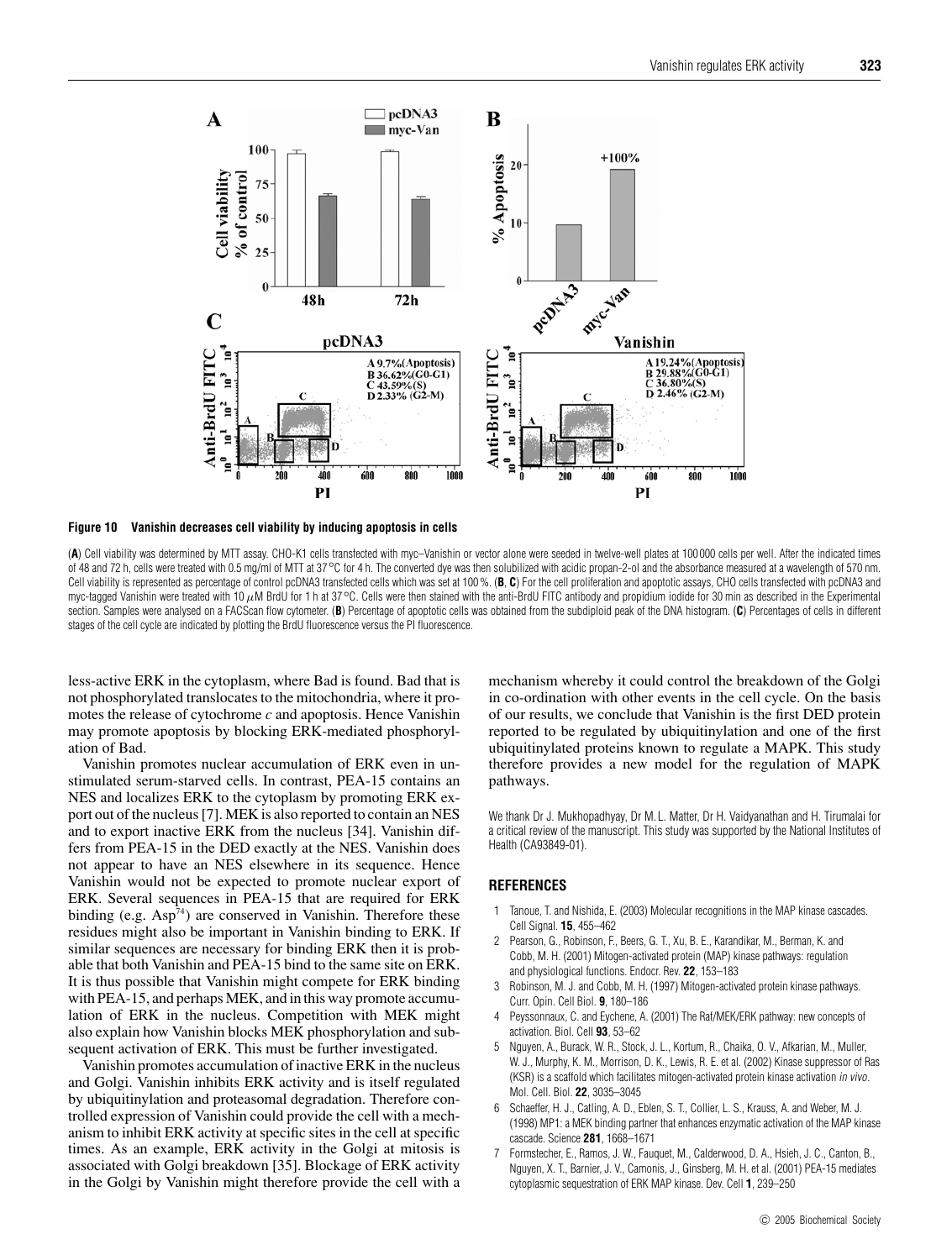**Figure 10 Vanishin decreases cell viability by inducing apoptosis in cells**

(**A**) Cell viability was determined by MTT assay. CHO-K1 cells transfected with myc–Vanishin or vector alone were seeded in twelve-well plates at 100 000 cells per well. After the indicated times of 48 and 72 h, cells were treated with 0.5 mg/ml of MTT at 37 °C for 4 h. The converted dye was then solubilized with acidic propan-2-ol and the absorbance measured at a wavelength of 570 nm. Cell viability is represented as percentage of control pcDNA3 transfected cells which was set at 100 %. (**B**, **C**) For the cell proliferation and apoptotic assays, CHO cells transfected with pcDNA3 and myc-tagged Vanishin were treated with 10 $\mu$M BrdU for 1 h at 37 °C. Cells were then stained with the anti-BrdU FITC antibody and propidium iodide for 30 min as described in the Experimental section. Samples were analysed on a FACScan flow cytometer. (**B**) Percentage of apoptotic cells was obtained from the subdiploid peak of the DNA histogram. (**C**) Percentages of cells in different stages of the cell cycle are indicated by plotting the BrdU fluorescence versus the PI fluorescence.

less-active ERK in the cytoplasm, where Bad is found. Bad that is not phosphorylated translocates to the mitochondria, where it promotes the release of cytochrome *c* and apoptosis. Hence Vanishin may promote apoptosis by blocking ERK-mediated phosphorylation of Bad.

Vanishin promotes nuclear accumulation of ERK even in unstimulated serum-starved cells. In contrast, PEA-15 contains an NES and localizes ERK to the cytoplasm by promoting ERK export out of the nucleus [7]. MEK is also reported to contain an NES and to export inactive ERK from the nucleus [34]. Vanishin differs from PEA-15 in the DED exactly at the NES. Vanishin does not appear to have an NES elsewhere in its sequence. Hence Vanishin would not be expected to promote nuclear export of ERK. Several sequences in PEA-15 that are required for ERK binding (e.g. $Asp^{74}$) are conserved in Vanishin. Therefore these residues might also be important in Vanishin binding to ERK. If similar sequences are necessary for binding ERK then it is probable that both Vanishin and PEA-15 bind to the same site on ERK. It is thus possible that Vanishin might compete for ERK binding with PEA-15, and perhaps MEK, and in this way promote accumulation of ERK in the nucleus. Competition with MEK might also explain how Vanishin blocks MEK phosphorylation and subsequent activation of ERK. This must be further investigated.

Vanishin promotes accumulation of inactive ERK in the nucleus and Golgi. Vanishin inhibits ERK activity and is itself regulated by ubiquitinylation and proteasomal degradation. Therefore controlled expression of Vanishin could provide the cell with a mechanism to inhibit ERK activity at specific sites in the cell at specific times. As an example, ERK activity in the Golgi at mitosis is associated with Golgi breakdown [35]. Blockage of ERK activity in the Golgi by Vanishin might therefore provide the cell with a mechanism whereby it could control the breakdown of the Golgi in co-ordination with other events in the cell cycle. On the basis of our results, we conclude that Vanishin is the first DED protein reported to be regulated by ubiquitinylation and one of the first ubiquitinylated proteins known to regulate a MAPK. This study therefore provides a new model for the regulation of MAPK pathways.

We thank Dr J. Mukhopadhyay, Dr M. L. Matter, Dr H. Vaidyanathan and H. Tirumalai for a critical review of the manuscript. This study was supported by the National Institutes of Health (CA93849-01).

## REFERENCES

1. Tanoue, T. and Nishida, E. (2003) Molecular recognitions in the MAP kinase cascades. Cell Signal. **15**, 455–462
2. Pearson, G., Robinson, F., Beers, G. T., Xu, B. E., Karandikar, M., Berman, K. and Cobb, M. H. (2001) Mitogen-activated protein (MAP) kinase pathways: regulation and physiological functions. Endocr. Rev. **22**, 153–183
3. Robinson, M. J. and Cobb, M. H. (1997) Mitogen-activated protein kinase pathways. Curr. Opin. Cell Biol. **9**, 180–186
4. Peyssonnaux, C. and Eychene, A. (2001) The Raf/MEK/ERK pathway: new concepts of activation. Biol. Cell **93**, 53–62
5. Nguyen, A., Burack, W. R., Stock, J. L., Kortum, R., Chaika, O. V., Afkarian, M., Muller, W. J., Murphy, K. M., Morrison, D. K., Lewis, R. E. et al. (2002) Kinase suppressor of Ras (KSR) is a scaffold which facilitates mitogen-activated protein kinase activation *in vivo*. Mol. Cell. Biol. **22**, 3035–3045
6. Schaeffer, H. J., Catling, A. D., Eblen, S. T., Collier, L. S., Krauss, A. and Weber, M. J. (1998) MP1: a MEK binding partner that enhances enzymatic activation of the MAP kinase cascade. Science **281**, 1668–1671
7. Formstecher, E., Ramos, J. W., Fauquet, M., Calderwood, D. A., Hsieh, J. C., Canton, B., Nguyen, X. T., Barnier, J. V., Camonis, J., Ginsberg, M. H. et al. (2001) PEA-15 mediates cytoplasmic sequestration of ERK MAP kinase. Dev. Cell **1**, 239–250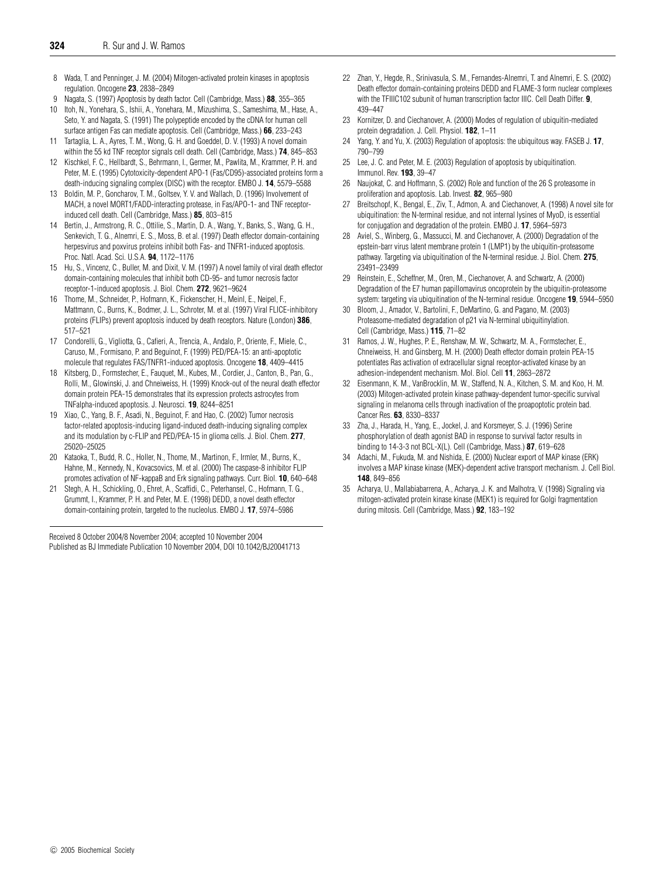8 Wada, T. and Penninger, J. M. (2004) Mitogen-activated protein kinases in apoptosis regulation. Oncogene **23**, 2838–2849

9 Nagata, S. (1997) Apoptosis by death factor. Cell (Cambridge, Mass.) **88**, 355–365

10 Itoh, N., Yonehara, S., Ishii, A., Yonehara, M., Mizushima, S., Sameshima, M., Hase, A., Seto, Y. and Nagata, S. (1991) The polypeptide encoded by the cDNA for human cell surface antigen Fas can mediate apoptosis. Cell (Cambridge, Mass.) **66**, 233–243

11 Tartaglia, L. A., Ayres, T. M., Wong, G. H. and Goeddel, D. V. (1993) A novel domain within the 55 kd TNF receptor signals cell death. Cell (Cambridge, Mass.) **74**, 845–853

12 Kischkel, F. C., Hellbardt, S., Behrmann, I., Germer, M., Pawlita, M., Krammer, P. H. and Peter, M. E. (1995) Cytotoxicity-dependent APO-1 (Fas/CD95)-associated proteins form a death-inducing signaling complex (DISC) with the receptor. EMBO J. **14**, 5579–5588

13 Boldin, M. P., Goncharov, T. M., Goltsev, Y. V. and Wallach, D. (1996) Involvement of MACH, a novel MORT1/FADD-interacting protease, in Fas/APO-1- and TNF receptor-induced cell death. Cell (Cambridge, Mass.) **85**, 803–815

14 Bertin, J., Armstrong, R. C., Ottilie, S., Martin, D. A., Wang, Y., Banks, S., Wang, G. H., Senkevich, T. G., Alnemri, E. S., Moss, B. et al. (1997) Death effector domain-containing herpesvirus and poxvirus proteins inhibit both Fas- and TNFR1-induced apoptosis. Proc. Natl. Acad. Sci. U.S.A. **94**, 1172–1176

15 Hu, S., Vincenz, C., Buller, M. and Dixit, V. M. (1997) A novel family of viral death effector domain-containing molecules that inhibit both CD-95- and tumor necrosis factor receptor-1-induced apoptosis. J. Biol. Chem. **272**, 9621–9624

16 Thome, M., Schneider, P., Hofmann, K., Fickenscher, H., Meinl, E., Neipel, F., Mattmann, C., Burns, K., Bodmer, J. L., Schroter, M. et al. (1997) Viral FLICE-inhibitory proteins (FLIPs) prevent apoptosis induced by death receptors. Nature (London) **386**, 517–521

17 Condorelli, G., Vigliotta, G., Cafieri, A., Trencia, A., Andalo, P., Oriente, F., Miele, C., Caruso, M., Formisano, P. and Beguinot, F. (1999) PED/PEA-15: an anti-apoptotic molecule that regulates FAS/TNFR1-induced apoptosis. Oncogene **18**, 4409–4415

18 Kitsberg, D., Formstecher, E., Fauquet, M., Kubes, M., Cordier, J., Canton, B., Pan, G., Rolli, M., Glowinski, J. and Chneiweiss, H. (1999) Knock-out of the neural death effector domain protein PEA-15 demonstrates that its expression protects astrocytes from TNFalpha-induced apoptosis. J. Neurosci. **19**, 8244–8251

19 Xiao, C., Yang, B. F., Asadi, N., Beguinot, F. and Hao, C. (2002) Tumor necrosis factor-related apoptosis-inducing ligand-induced death-inducing signaling complex and its modulation by c-FLIP and PED/PEA-15 in glioma cells. J. Biol. Chem. **277**, 25020–25025

20 Kataoka, T., Budd, R. C., Holler, N., Thome, M., Martinon, F., Irmler, M., Burns, K., Hahne, M., Kennedy, N., Kovacsovics, M. et al. (2000) The caspase-8 inhibitor FLIP promotes activation of NF-kappaB and Erk signaling pathways. Curr. Biol. **10**, 640–648

21 Stegh, A. H., Schickling, O., Ehret, A., Scaffidi, C., Peterhansel, C., Hofmann, T. G., Grummt, I., Krammer, P. H. and Peter, M. E. (1998) DEDD, a novel death effector domain-containing protein, targeted to the nucleolus. EMBO J. **17**, 5974–5986

22 Zhan, Y., Hegde, R., Srinivasula, S. M., Fernandes-Alnemri, T. and Alnemri, E. S. (2002) Death effector domain-containing proteins DEDD and FLAME-3 form nuclear complexes with the TFIIIC102 subunit of human transcription factor IIIC. Cell Death Differ. **9**, 439–447

23 Kornitzer, D. and Ciechanover, A. (2000) Modes of regulation of ubiquitin-mediated protein degradation. J. Cell. Physiol. **182**, 1–11

24 Yang, Y. and Yu, X. (2003) Regulation of apoptosis: the ubiquitous way. FASEB J. **17**, 790–799

25 Lee, J. C. and Peter, M. E. (2003) Regulation of apoptosis by ubiquitination. Immunol. Rev. **193**, 39–47

26 Naujokat, C. and Hoffmann, S. (2002) Role and function of the 26 S proteasome in proliferation and apoptosis. Lab. Invest. **82**, 965–980

27 Breitschopf, K., Bengal, E., Ziv, T., Admon, A. and Ciechanover, A. (1998) A novel site for ubiquitination: the N-terminal residue, and not internal lysines of MyoD, is essential for conjugation and degradation of the protein. EMBO J. **17**, 5964–5973

28 Aviel, S., Winberg, G., Massucci, M. and Ciechanover, A. (2000) Degradation of the epstein-barr virus latent membrane protein 1 (LMP1) by the ubiquitin-proteasome pathway. Targeting via ubiquitination of the N-terminal residue. J. Biol. Chem. **275**, 23491–23499

29 Reinstein, E., Scheffner, M., Oren, M., Ciechanover, A. and Schwartz, A. (2000) Degradation of the E7 human papillomavirus oncoprotein by the ubiquitin-proteasome system: targeting via ubiquitination of the N-terminal residue. Oncogene **19**, 5944–5950

30 Bloom, J., Amador, V., Bartolini, F., DeMartino, G. and Pagano, M. (2003) Proteasome-mediated degradation of p21 via N-terminal ubiquitinylation. Cell (Cambridge, Mass.) **115**, 71–82

31 Ramos, J. W., Hughes, P. E., Renshaw, M. W., Schwartz, M. A., Formstecher, E., Chneiweiss, H. and Ginsberg, M. H. (2000) Death effector domain protein PEA-15 potentiates Ras activation of extracellular signal receptor-activated kinase by an adhesion-independent mechanism. Mol. Biol. Cell **11**, 2863–2872

32 Eisenmann, K. M., VanBrocklin, M. W., Staffend, N. A., Kitchen, S. M. and Koo, H. M. (2003) Mitogen-activated protein kinase pathway-dependent tumor-specific survival signaling in melanoma cells through inactivation of the proapoptotic protein bad. Cancer Res. **63**, 8330–8337

33 Zha, J., Harada, H., Yang, E., Jockel, J. and Korsmeyer, S. J. (1996) Serine phosphorylation of death agonist BAD in response to survival factor results in binding to 14-3-3 not BCL-X(L). Cell (Cambridge, Mass.) **87**, 619–628

34 Adachi, M., Fukuda, M. and Nishida, E. (2000) Nuclear export of MAP kinase (ERK) involves a MAP kinase kinase (MEK)-dependent active transport mechanism. J. Cell Biol. **148**, 849–856

35 Acharya, U., Mallabiabarrena, A., Acharya, J. K. and Malhotra, V. (1998) Signaling via mitogen-activated protein kinase kinase (MEK1) is required for Golgi fragmentation during mitosis. Cell (Cambridge, Mass.) **92**, 183–192

Received 8 October 2004/8 November 2004; accepted 10 November 2004
Published as BJ Immediate Publication 10 November 2004, DOI 10.1042/BJ20041713